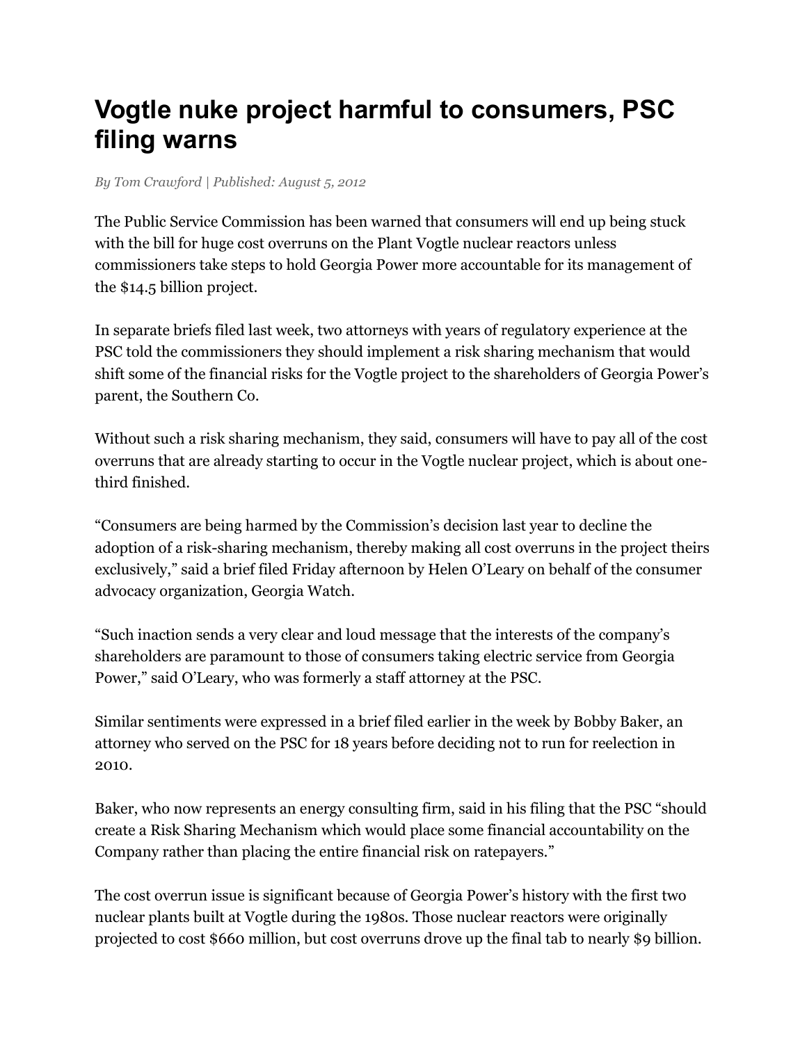# Vogtle nuke project harmful to consumers, PSC filing warns

*By Tom Crawford | Published: August 5, 2012*

The Public Service Commission has been warned that consumers will end up being stuck with the bill for huge cost overruns on the Plant Vogtle nuclear reactors unless commissioners take steps to hold Georgia Power more accountable for its management of the $14.5 billion project.

In separate briefs filed last week, two attorneys with years of regulatory experience at the PSC told the commissioners they should implement a risk sharing mechanism that would shift some of the financial risks for the Vogtle project to the shareholders of Georgia Power's parent, the Southern Co.

Without such a risk sharing mechanism, they said, consumers will have to pay all of the cost overruns that are already starting to occur in the Vogtle nuclear project, which is about one-third finished.

"Consumers are being harmed by the Commission's decision last year to decline the adoption of a risk-sharing mechanism, thereby making all cost overruns in the project theirs exclusively," said a brief filed Friday afternoon by Helen O'Leary on behalf of the consumer advocacy organization, Georgia Watch.

"Such inaction sends a very clear and loud message that the interests of the company's shareholders are paramount to those of consumers taking electric service from Georgia Power," said O'Leary, who was formerly a staff attorney at the PSC.

Similar sentiments were expressed in a brief filed earlier in the week by Bobby Baker, an attorney who served on the PSC for 18 years before deciding not to run for reelection in 2010.

Baker, who now represents an energy consulting firm, said in his filing that the PSC "should create a Risk Sharing Mechanism which would place some financial accountability on the Company rather than placing the entire financial risk on ratepayers."

The cost overrun issue is significant because of Georgia Power's history with the first two nuclear plants built at Vogtle during the 1980s. Those nuclear reactors were originally projected to cost $660 million, but cost overruns drove up the final tab to nearly $9 billion.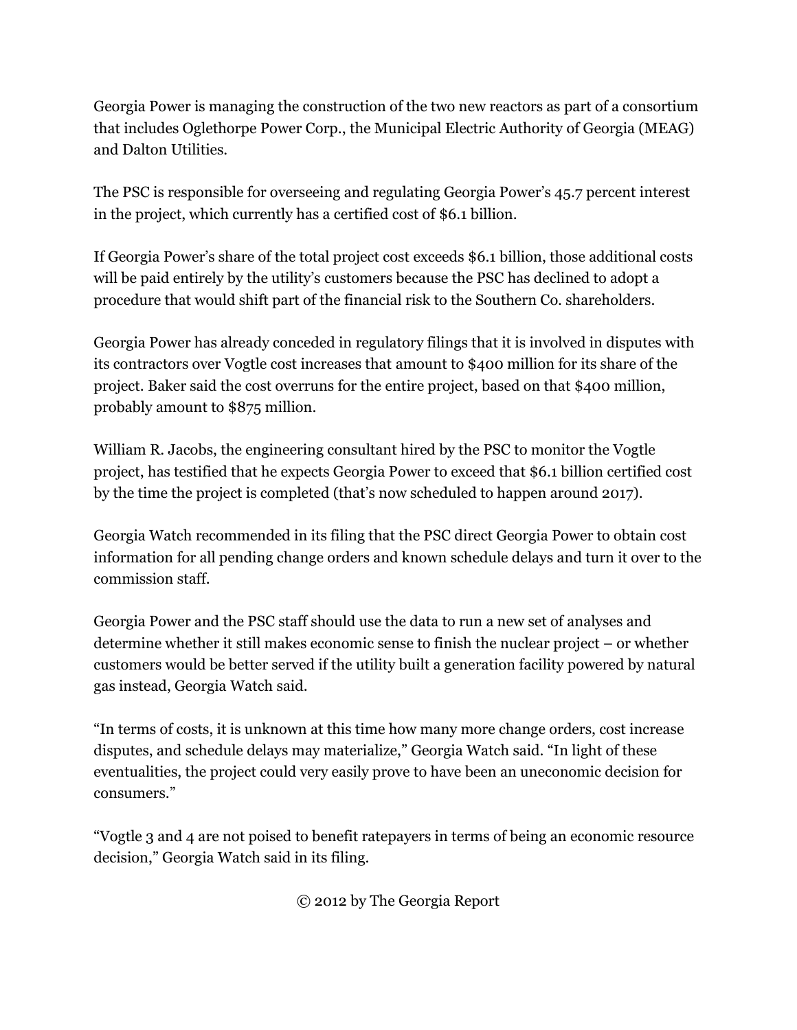Georgia Power is managing the construction of the two new reactors as part of a consortium that includes Oglethorpe Power Corp., the Municipal Electric Authority of Georgia (MEAG) and Dalton Utilities.

The PSC is responsible for overseeing and regulating Georgia Power's 45.7 percent interest in the project, which currently has a certified cost of $6.1 billion.

If Georgia Power's share of the total project cost exceeds $6.1 billion, those additional costs will be paid entirely by the utility's customers because the PSC has declined to adopt a procedure that would shift part of the financial risk to the Southern Co. shareholders.

Georgia Power has already conceded in regulatory filings that it is involved in disputes with its contractors over Vogtle cost increases that amount to $400 million for its share of the project. Baker said the cost overruns for the entire project, based on that $400 million, probably amount to $875 million.

William R. Jacobs, the engineering consultant hired by the PSC to monitor the Vogtle project, has testified that he expects Georgia Power to exceed that $6.1 billion certified cost by the time the project is completed (that's now scheduled to happen around 2017).

Georgia Watch recommended in its filing that the PSC direct Georgia Power to obtain cost information for all pending change orders and known schedule delays and turn it over to the commission staff.

Georgia Power and the PSC staff should use the data to run a new set of analyses and determine whether it still makes economic sense to finish the nuclear project – or whether customers would be better served if the utility built a generation facility powered by natural gas instead, Georgia Watch said.

"In terms of costs, it is unknown at this time how many more change orders, cost increase disputes, and schedule delays may materialize," Georgia Watch said. "In light of these eventualities, the project could very easily prove to have been an uneconomic decision for consumers."

"Vogtle 3 and 4 are not poised to benefit ratepayers in terms of being an economic resource decision," Georgia Watch said in its filing.

© 2012 by The Georgia Report